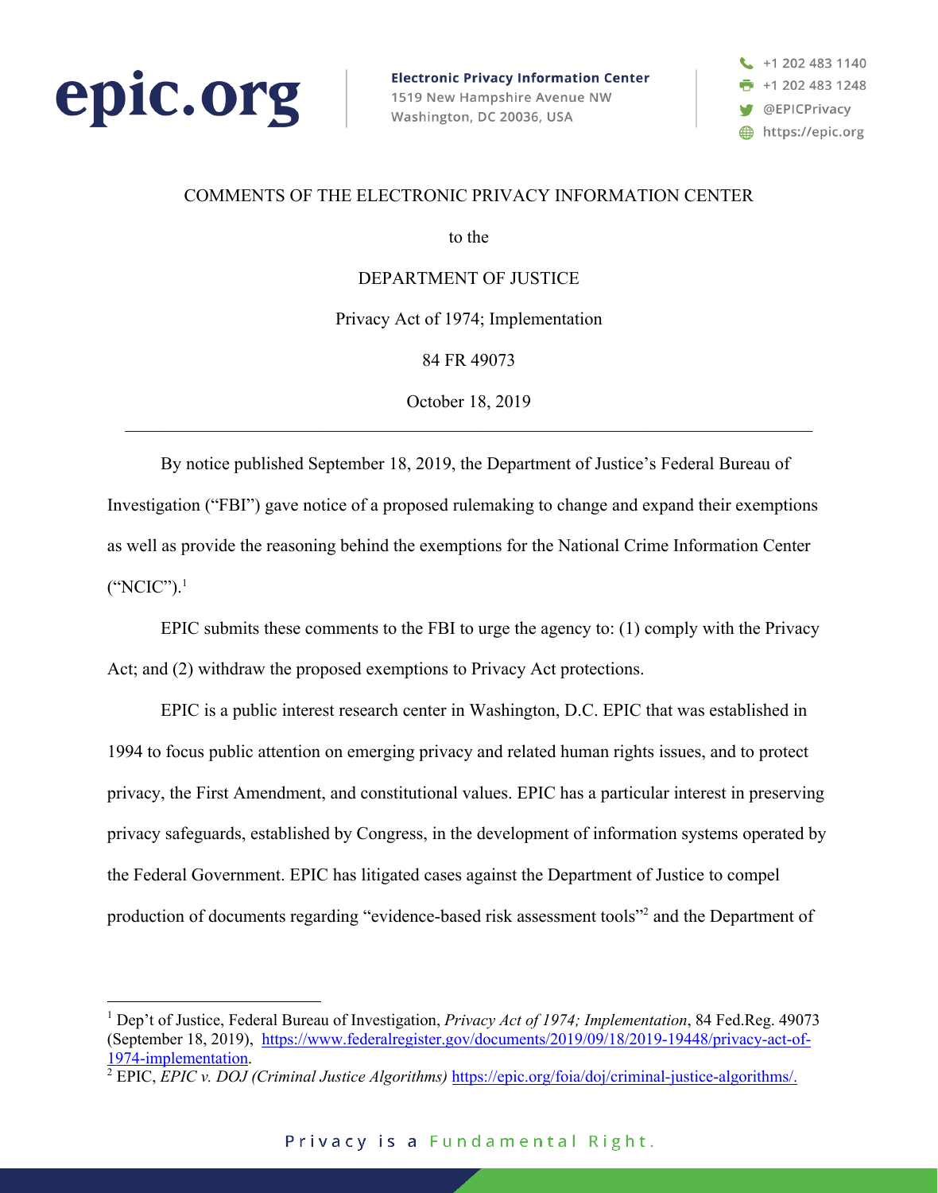epic.org

**Electronic Privacy Information Center**
1519 New Hampshire Avenue NW
Washington, DC 20036, USA

+1 202 483 1140
+1 202 483 1248
@EPICPrivacy
https://epic.org

COMMENTS OF THE ELECTRONIC PRIVACY INFORMATION CENTER

to the

DEPARTMENT OF JUSTICE

Privacy Act of 1974; Implementation

84 FR 49073

October 18, 2019

---

By notice published September 18, 2019, the Department of Justice's Federal Bureau of Investigation ("FBI") gave notice of a proposed rulemaking to change and expand their exemptions as well as provide the reasoning behind the exemptions for the National Crime Information Center ("NCIC").[1]

EPIC submits these comments to the FBI to urge the agency to: (1) comply with the Privacy Act; and (2) withdraw the proposed exemptions to Privacy Act protections.

EPIC is a public interest research center in Washington, D.C. EPIC that was established in 1994 to focus public attention on emerging privacy and related human rights issues, and to protect privacy, the First Amendment, and constitutional values. EPIC has a particular interest in preserving privacy safeguards, established by Congress, in the development of information systems operated by the Federal Government. EPIC has litigated cases against the Department of Justice to compel production of documents regarding "evidence-based risk assessment tools"[2] and the Department of

---

[1] Dep't of Justice, Federal Bureau of Investigation, *Privacy Act of 1974; Implementation*, 84 Fed.Reg. 49073 (September 18, 2019), https://www.federalregister.gov/documents/2019/09/18/2019-19448/privacy-act-of-1974-implementation.

[2] EPIC, *EPIC v. DOJ (Criminal Justice Algorithms)* https://epic.org/foia/doj/criminal-justice-algorithms/.

Privacy is a Fundamental Right.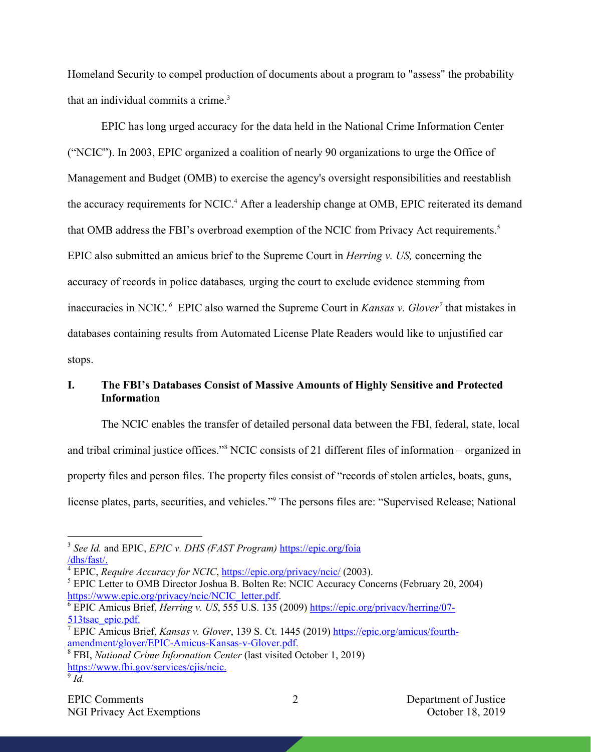Homeland Security to compel production of documents about a program to "assess" the probability that an individual commits a crime.[3]

EPIC has long urged accuracy for the data held in the National Crime Information Center ("NCIC"). In 2003, EPIC organized a coalition of nearly 90 organizations to urge the Office of Management and Budget (OMB) to exercise the agency's oversight responsibilities and reestablish the accuracy requirements for NCIC.[4] After a leadership change at OMB, EPIC reiterated its demand that OMB address the FBI's overbroad exemption of the NCIC from Privacy Act requirements.[5] EPIC also submitted an amicus brief to the Supreme Court in *Herring v. US,* concerning the accuracy of records in police databases, urging the court to exclude evidence stemming from inaccuracies in NCIC.[6] EPIC also warned the Supreme Court in *Kansas v. Glover*[7] that mistakes in databases containing results from Automated License Plate Readers would like to unjustified car stops.

## I. The FBI's Databases Consist of Massive Amounts of Highly Sensitive and Protected Information

The NCIC enables the transfer of detailed personal data between the FBI, federal, state, local and tribal criminal justice offices."[8] NCIC consists of 21 different files of information – organized in property files and person files. The property files consist of "records of stolen articles, boats, guns, license plates, parts, securities, and vehicles."[9] The persons files are: "Supervised Release; National

---

[3] *See Id.* and EPIC, *EPIC v. DHS (FAST Program)* https://epic.org/foia/dhs/fast/.

[4] EPIC, *Require Accuracy for NCIC*, https://epic.org/privacy/ncic/ (2003).

[5] EPIC Letter to OMB Director Joshua B. Bolten Re: NCIC Accuracy Concerns (February 20, 2004) https://www.epic.org/privacy/ncic/NCIC_letter.pdf.

[6] EPIC Amicus Brief, *Herring v. US*, 555 U.S. 135 (2009) https://epic.org/privacy/herring/07-513tsac_epic.pdf.

[7] EPIC Amicus Brief, *Kansas v. Glover*, 139 S. Ct. 1445 (2019) https://epic.org/amicus/fourth-amendment/glover/EPIC-Amicus-Kansas-v-Glover.pdf.

[8] FBI, *National Crime Information Center* (last visited October 1, 2019) https://www.fbi.gov/services/cjis/ncic.

[9] *Id.*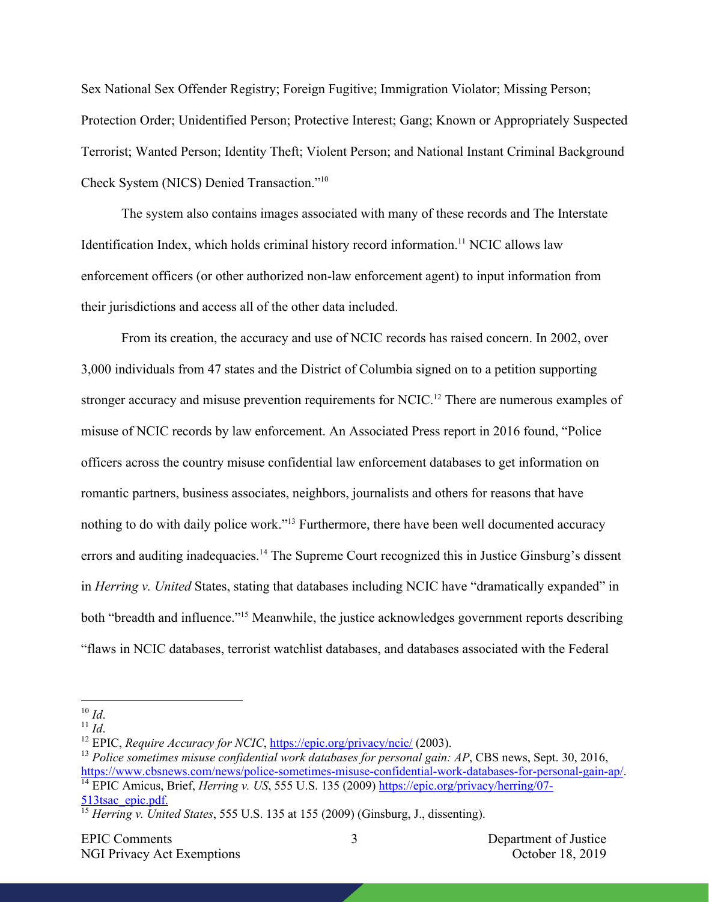Sex National Sex Offender Registry; Foreign Fugitive; Immigration Violator; Missing Person; Protection Order; Unidentified Person; Protective Interest; Gang; Known or Appropriately Suspected Terrorist; Wanted Person; Identity Theft; Violent Person; and National Instant Criminal Background Check System (NICS) Denied Transaction."[10]

The system also contains images associated with many of these records and The Interstate Identification Index, which holds criminal history record information.[11] NCIC allows law enforcement officers (or other authorized non-law enforcement agent) to input information from their jurisdictions and access all of the other data included.

From its creation, the accuracy and use of NCIC records has raised concern. In 2002, over 3,000 individuals from 47 states and the District of Columbia signed on to a petition supporting stronger accuracy and misuse prevention requirements for NCIC.[12] There are numerous examples of misuse of NCIC records by law enforcement. An Associated Press report in 2016 found, "Police officers across the country misuse confidential law enforcement databases to get information on romantic partners, business associates, neighbors, journalists and others for reasons that have nothing to do with daily police work."[13] Furthermore, there have been well documented accuracy errors and auditing inadequacies.[14] The Supreme Court recognized this in Justice Ginsburg's dissent in *Herring v. United* States, stating that databases including NCIC have "dramatically expanded" in both "breadth and influence."[15] Meanwhile, the justice acknowledges government reports describing "flaws in NCIC databases, terrorist watchlist databases, and databases associated with the Federal

---

[10] *Id*.

[11] *Id*.

[12] EPIC, *Require Accuracy for NCIC*, https://epic.org/privacy/ncic/ (2003).

[13] *Police sometimes misuse confidential work databases for personal gain: AP*, CBS news, Sept. 30, 2016, https://www.cbsnews.com/news/police-sometimes-misuse-confidential-work-databases-for-personal-gain-ap/.

[14] EPIC Amicus, Brief, *Herring v. US*, 555 U.S. 135 (2009) https://epic.org/privacy/herring/07-513tsac_epic.pdf.

[15] *Herring v. United States*, 555 U.S. 135 at 155 (2009) (Ginsburg, J., dissenting).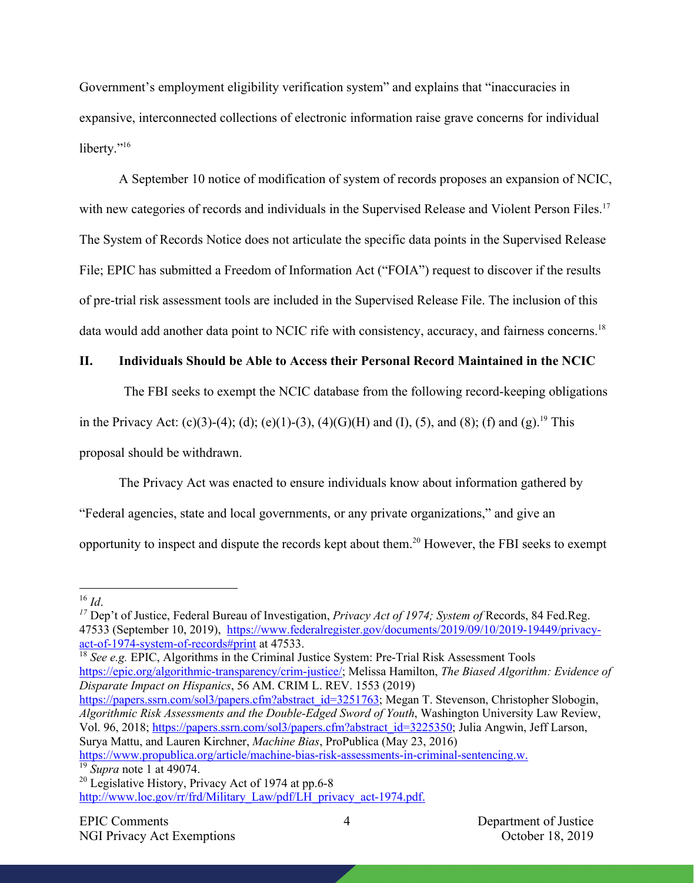Government's employment eligibility verification system" and explains that "inaccuracies in expansive, interconnected collections of electronic information raise grave concerns for individual liberty."[16]

A September 10 notice of modification of system of records proposes an expansion of NCIC, with new categories of records and individuals in the Supervised Release and Violent Person Files.[17] The System of Records Notice does not articulate the specific data points in the Supervised Release File; EPIC has submitted a Freedom of Information Act ("FOIA") request to discover if the results of pre-trial risk assessment tools are included in the Supervised Release File. The inclusion of this data would add another data point to NCIC rife with consistency, accuracy, and fairness concerns.[18]

## II. Individuals Should be Able to Access their Personal Record Maintained in the NCIC

The FBI seeks to exempt the NCIC database from the following record-keeping obligations in the Privacy Act: (c)(3)-(4); (d); (e)(1)-(3), (4)(G)(H) and (I), (5), and (8); (f) and (g).[19] This proposal should be withdrawn.

The Privacy Act was enacted to ensure individuals know about information gathered by "Federal agencies, state and local governments, or any private organizations," and give an opportunity to inspect and dispute the records kept about them.[20] However, the FBI seeks to exempt

---

[16] *Id*.

[17] Dep't of Justice, Federal Bureau of Investigation, *Privacy Act of 1974; System of* Records, 84 Fed.Reg. 47533 (September 10, 2019), https://www.federalregister.gov/documents/2019/09/10/2019-19449/privacy-act-of-1974-system-of-records#print at 47533.

[18] *See e.g.* EPIC, Algorithms in the Criminal Justice System: Pre-Trial Risk Assessment Tools https://epic.org/algorithmic-transparency/crim-justice/; Melissa Hamilton, *The Biased Algorithm: Evidence of Disparate Impact on Hispanics*, 56 AM. CRIM L. REV. 1553 (2019) https://papers.ssrn.com/sol3/papers.cfm?abstract_id=3251763; Megan T. Stevenson, Christopher Slobogin, *Algorithmic Risk Assessments and the Double-Edged Sword of Youth*, Washington University Law Review, Vol. 96, 2018; https://papers.ssrn.com/sol3/papers.cfm?abstract_id=3225350; Julia Angwin, Jeff Larson, Surya Mattu, and Lauren Kirchner, *Machine Bias*, ProPublica (May 23, 2016) https://www.propublica.org/article/machine-bias-risk-assessments-in-criminal-sentencing.w.

[19] *Supra* note 1 at 49074.

[20] Legislative History, Privacy Act of 1974 at pp.6-8 http://www.loc.gov/rr/frd/Military_Law/pdf/LH_privacy_act-1974.pdf.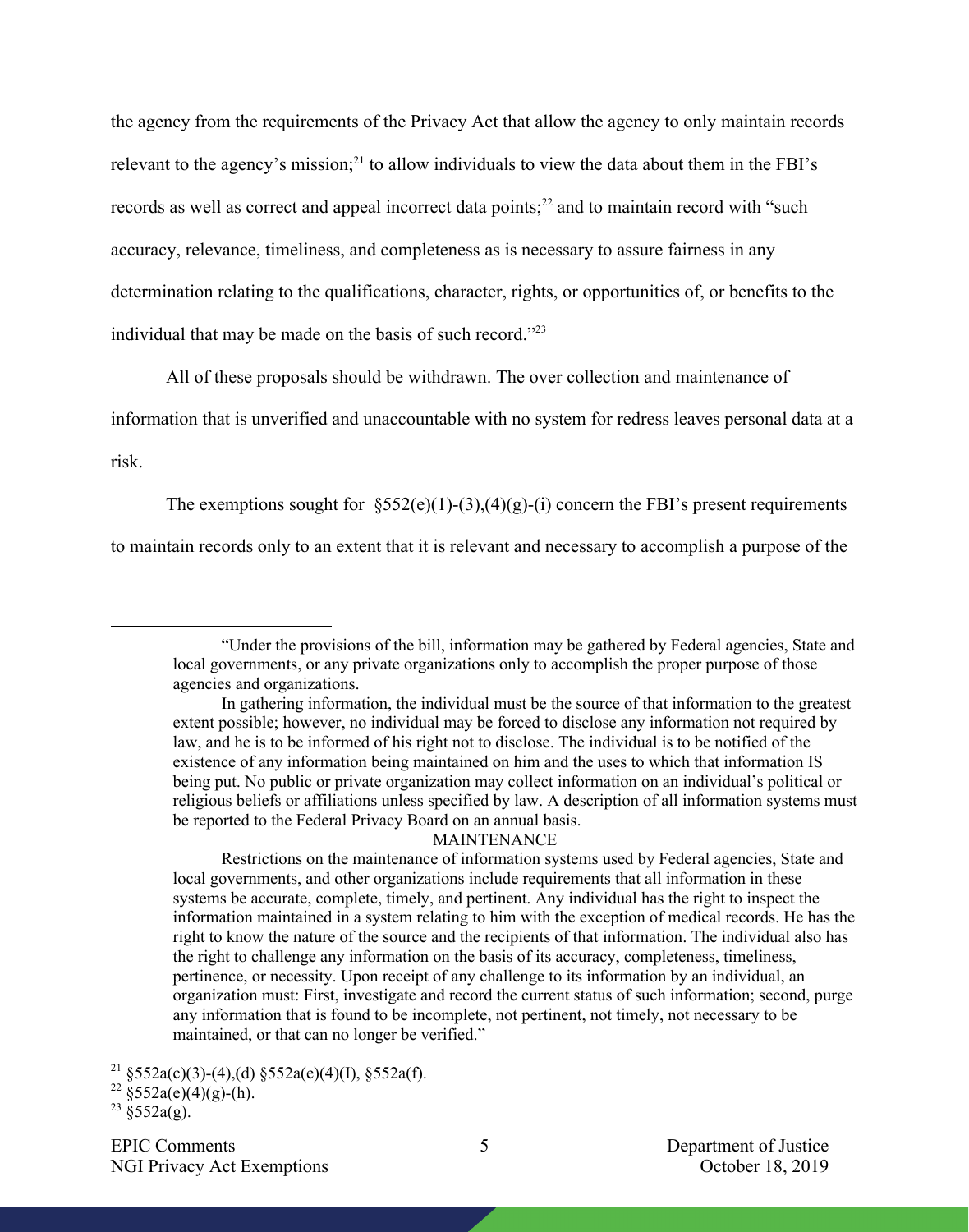the agency from the requirements of the Privacy Act that allow the agency to only maintain records relevant to the agency's mission;[21] to allow individuals to view the data about them in the FBI's records as well as correct and appeal incorrect data points;[22] and to maintain record with "such accuracy, relevance, timeliness, and completeness as is necessary to assure fairness in any determination relating to the qualifications, character, rights, or opportunities of, or benefits to the individual that may be made on the basis of such record."[23]

All of these proposals should be withdrawn. The over collection and maintenance of information that is unverified and unaccountable with no system for redress leaves personal data at a risk.

The exemptions sought for §552(e)(1)-(3),(4)(g)-(i) concern the FBI's present requirements to maintain records only to an extent that it is relevant and necessary to accomplish a purpose of the

---

"Under the provisions of the bill, information may be gathered by Federal agencies, State and local governments, or any private organizations only to accomplish the proper purpose of those agencies and organizations.

In gathering information, the individual must be the source of that information to the greatest extent possible; however, no individual may be forced to disclose any information not required by law, and he is to be informed of his right not to disclose. The individual is to be notified of the existence of any information being maintained on him and the uses to which that information IS being put. No public or private organization may collect information on an individual's political or religious beliefs or affiliations unless specified by law. A description of all information systems must be reported to the Federal Privacy Board on an annual basis.

MAINTENANCE

Restrictions on the maintenance of information systems used by Federal agencies, State and local governments, and other organizations include requirements that all information in these systems be accurate, complete, timely, and pertinent. Any individual has the right to inspect the information maintained in a system relating to him with the exception of medical records. He has the right to know the nature of the source and the recipients of that information. The individual also has the right to challenge any information on the basis of its accuracy, completeness, timeliness, pertinence, or necessity. Upon receipt of any challenge to its information by an individual, an organization must: First, investigate and record the current status of such information; second, purge any information that is found to be incomplete, not pertinent, not timely, not necessary to be maintained, or that can no longer be verified."

[21] §552a(c)(3)-(4),(d) §552a(e)(4)(I), §552a(f).

[22] §552a(e)(4)(g)-(h).

[23] §552a(g).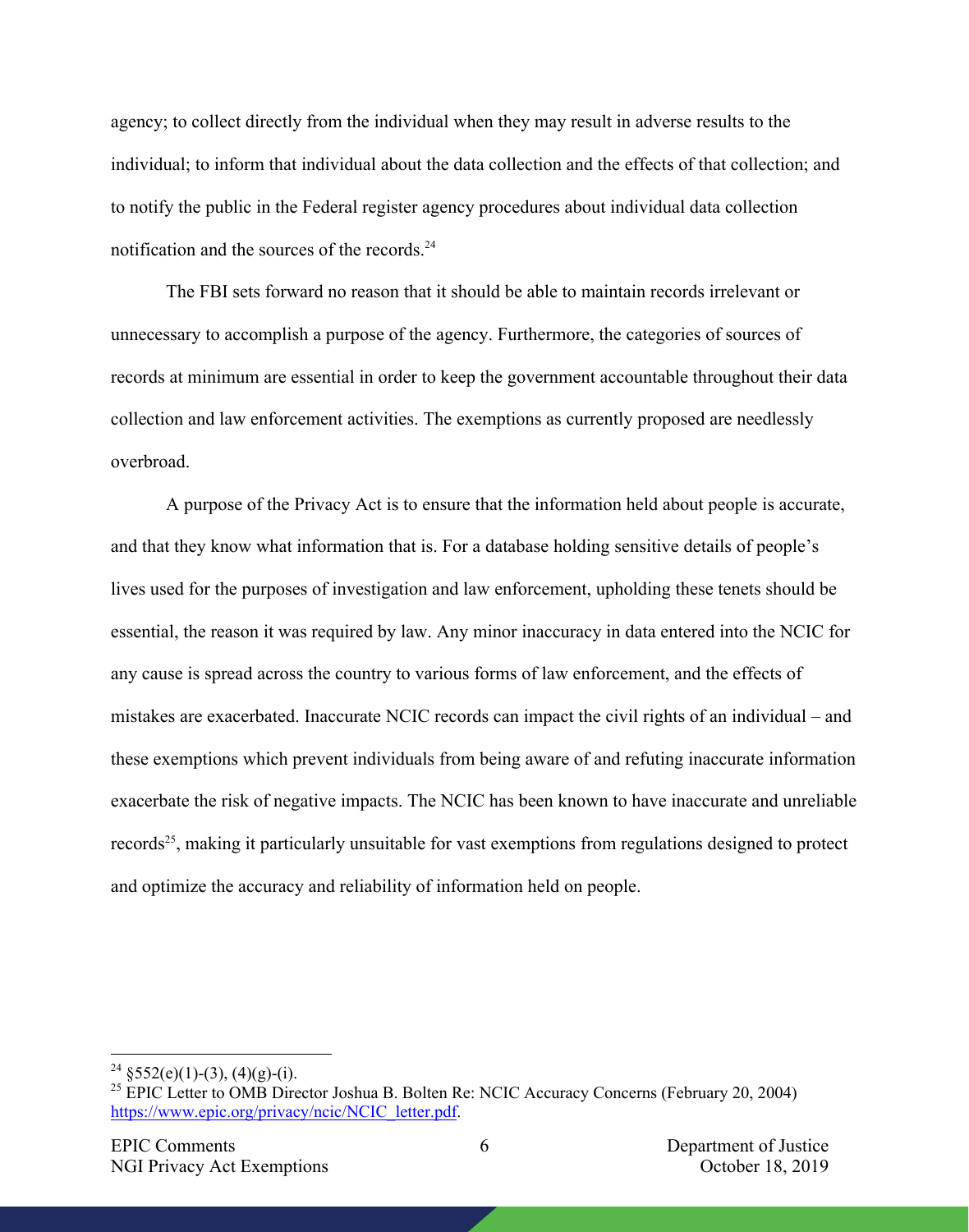agency; to collect directly from the individual when they may result in adverse results to the individual; to inform that individual about the data collection and the effects of that collection; and to notify the public in the Federal register agency procedures about individual data collection notification and the sources of the records.[24]

The FBI sets forward no reason that it should be able to maintain records irrelevant or unnecessary to accomplish a purpose of the agency. Furthermore, the categories of sources of records at minimum are essential in order to keep the government accountable throughout their data collection and law enforcement activities. The exemptions as currently proposed are needlessly overbroad.

A purpose of the Privacy Act is to ensure that the information held about people is accurate, and that they know what information that is. For a database holding sensitive details of people's lives used for the purposes of investigation and law enforcement, upholding these tenets should be essential, the reason it was required by law. Any minor inaccuracy in data entered into the NCIC for any cause is spread across the country to various forms of law enforcement, and the effects of mistakes are exacerbated. Inaccurate NCIC records can impact the civil rights of an individual – and these exemptions which prevent individuals from being aware of and refuting inaccurate information exacerbate the risk of negative impacts. The NCIC has been known to have inaccurate and unreliable records[25], making it particularly unsuitable for vast exemptions from regulations designed to protect and optimize the accuracy and reliability of information held on people.

---

[24] §552(e)(1)-(3), (4)(g)-(i).

[25] EPIC Letter to OMB Director Joshua B. Bolten Re: NCIC Accuracy Concerns (February 20, 2004) https://www.epic.org/privacy/ncic/NCIC_letter.pdf.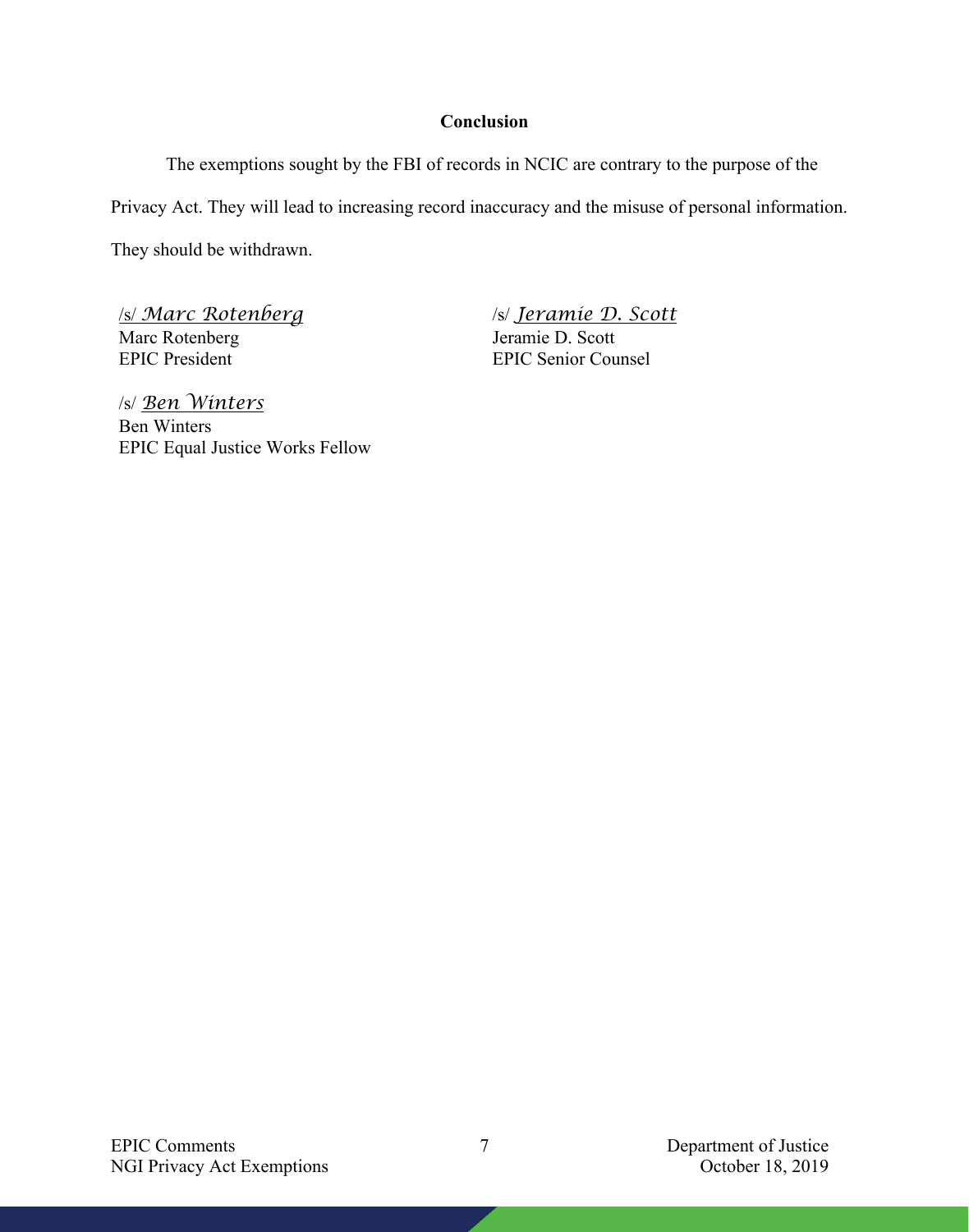## Conclusion

The exemptions sought by the FBI of records in NCIC are contrary to the purpose of the Privacy Act. They will lead to increasing record inaccuracy and the misuse of personal information. They should be withdrawn.

/s/ *Marc Rotenberg*
Marc Rotenberg
EPIC President

/s/ *Jeramie D. Scott*
Jeramie D. Scott
EPIC Senior Counsel

/s/ *Ben Winters*
Ben Winters
EPIC Equal Justice Works Fellow